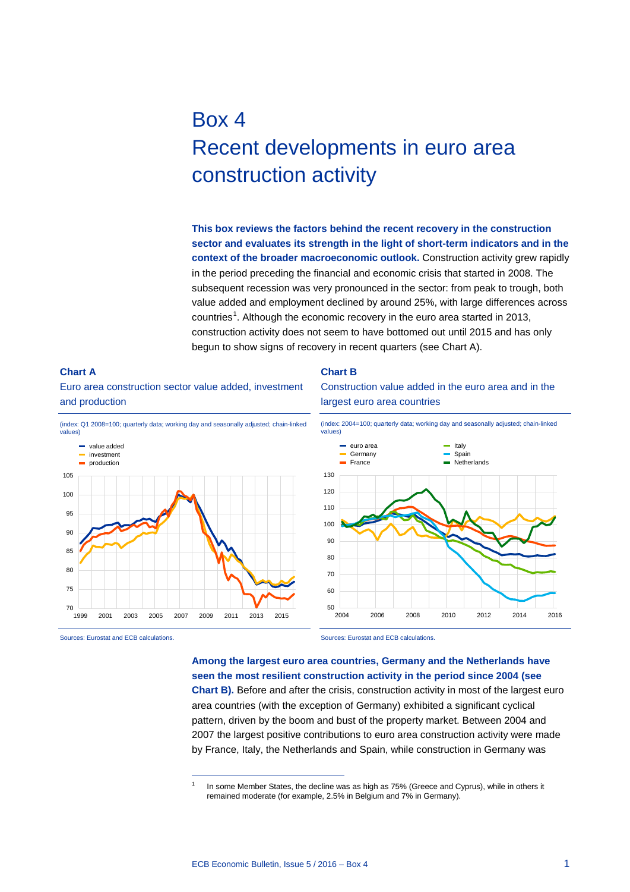# Box 4
# Recent developments in euro area construction activity

**This box reviews the factors behind the recent recovery in the construction sector and evaluates its strength in the light of short-term indicators and in the context of the broader macroeconomic outlook.** Construction activity grew rapidly in the period preceding the financial and economic crisis that started in 2008. The subsequent recession was very pronounced in the sector: from peak to trough, both value added and employment declined by around 25%, with large differences across countries[1]. Although the economic recovery in the euro area started in 2013, construction activity does not seem to have bottomed out until 2015 and has only begun to show signs of recovery in recent quarters (see Chart A).

**Chart A**

Euro area construction sector value added, investment and production

(index: Q1 2008=100; quarterly data; working day and seasonally adjusted; chain-linked values)

Sources: Eurostat and ECB calculations.

**Chart B**

Construction value added in the euro area and in the largest euro area countries

(index: 2004=100; quarterly data; working day and seasonally adjusted; chain-linked values)

Sources: Eurostat and ECB calculations.

**Among the largest euro area countries, Germany and the Netherlands have seen the most resilient construction activity in the period since 2004 (see Chart B).** Before and after the crisis, construction activity in most of the largest euro area countries (with the exception of Germany) exhibited a significant cyclical pattern, driven by the boom and bust of the property market. Between 2004 and 2007 the largest positive contributions to euro area construction activity were made by France, Italy, the Netherlands and Spain, while construction in Germany was

[1] In some Member States, the decline was as high as 75% (Greece and Cyprus), while in others it remained moderate (for example, 2.5% in Belgium and 7% in Germany).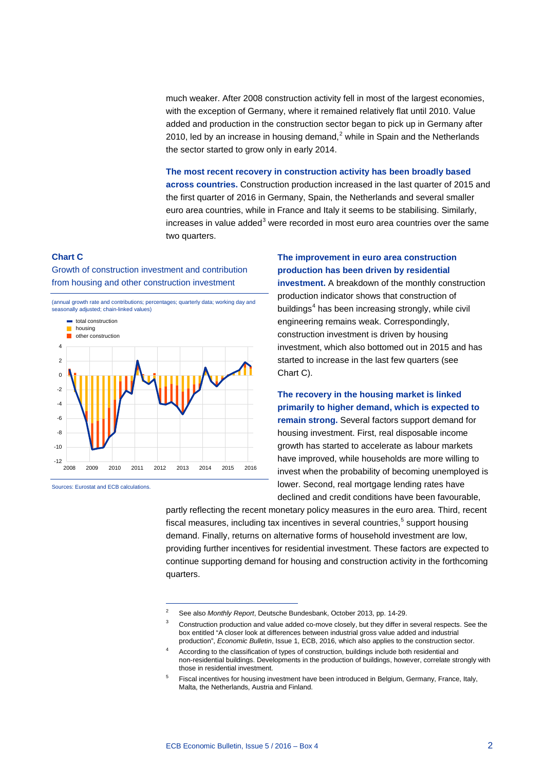much weaker. After 2008 construction activity fell in most of the largest economies, with the exception of Germany, where it remained relatively flat until 2010. Value added and production in the construction sector began to pick up in Germany after 2010, led by an increase in housing demand,[2] while in Spain and the Netherlands the sector started to grow only in early 2014.

**The most recent recovery in construction activity has been broadly based across countries.** Construction production increased in the last quarter of 2015 and the first quarter of 2016 in Germany, Spain, the Netherlands and several smaller euro area countries, while in France and Italy it seems to be stabilising. Similarly, increases in value added[3] were recorded in most euro area countries over the same two quarters.

**Chart C**

Growth of construction investment and contribution from housing and other construction investment

(annual growth rate and contributions; percentages; quarterly data; working day and seasonally adjusted; chain-linked values)

Sources: Eurostat and ECB calculations.

**The improvement in euro area construction production has been driven by residential investment.** A breakdown of the monthly construction production indicator shows that construction of buildings[4] has been increasing strongly, while civil engineering remains weak. Correspondingly, construction investment is driven by housing investment, which also bottomed out in 2015 and has started to increase in the last few quarters (see Chart C).

**The recovery in the housing market is linked primarily to higher demand, which is expected to remain strong.** Several factors support demand for housing investment. First, real disposable income growth has started to accelerate as labour markets have improved, while households are more willing to invest when the probability of becoming unemployed is lower. Second, real mortgage lending rates have declined and credit conditions have been favourable, partly reflecting the recent monetary policy measures in the euro area. Third, recent fiscal measures, including tax incentives in several countries,[5] support housing demand. Finally, returns on alternative forms of household investment are low, providing further incentives for residential investment. These factors are expected to continue supporting demand for housing and construction activity in the forthcoming quarters.

---

[2] See also *Monthly Report*, Deutsche Bundesbank, October 2013, pp. 14-29.

[3] Construction production and value added co-move closely, but they differ in several respects. See the box entitled "A closer look at differences between industrial gross value added and industrial production", *Economic Bulletin*, Issue 1, ECB, 2016, which also applies to the construction sector.

[4] According to the classification of types of construction, buildings include both residential and non-residential buildings. Developments in the production of buildings, however, correlate strongly with those in residential investment.

[5] Fiscal incentives for housing investment have been introduced in Belgium, Germany, France, Italy, Malta, the Netherlands, Austria and Finland.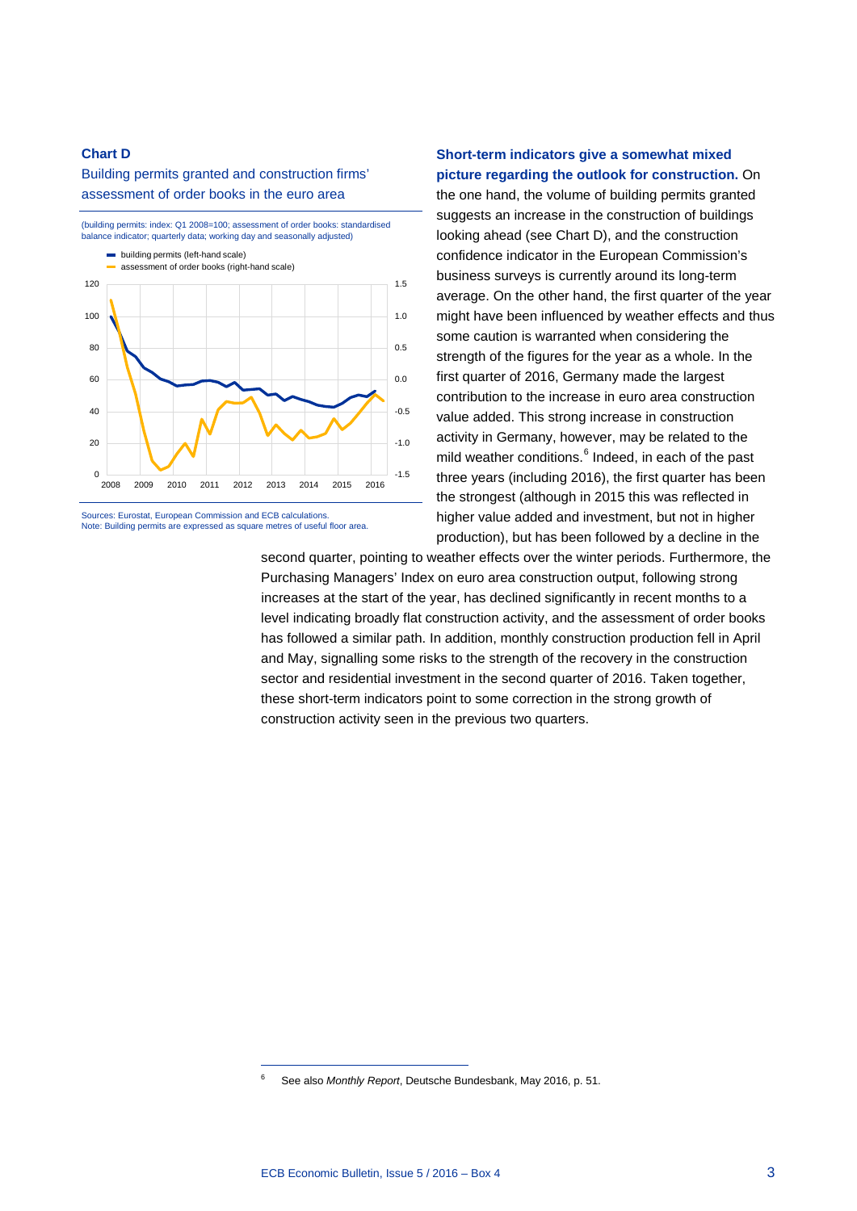**Chart D**

Building permits granted and construction firms' assessment of order books in the euro area

(building permits: index: Q1 2008=100; assessment of order books: standardised balance indicator; quarterly data; working day and seasonally adjusted)

building permits (left-hand scale)
assessment of order books (right-hand scale)

120
100
80
60
40
20
0

1.5
1.0
0.5
0.0
-0.5
-1.0
-1.5

2008 2009 2010 2011 2012 2013 2014 2015 2016

Sources: Eurostat, European Commission and ECB calculations.
Note: Building permits are expressed as square metres of useful floor area.

**Short-term indicators give a somewhat mixed picture regarding the outlook for construction.** On the one hand, the volume of building permits granted suggests an increase in the construction of buildings looking ahead (see Chart D), and the construction confidence indicator in the European Commission's business surveys is currently around its long-term average. On the other hand, the first quarter of the year might have been influenced by weather effects and thus some caution is warranted when considering the strength of the figures for the year as a whole. In the first quarter of 2016, Germany made the largest contribution to the increase in euro area construction value added. This strong increase in construction activity in Germany, however, may be related to the mild weather conditions.[6] Indeed, in each of the past three years (including 2016), the first quarter has been the strongest (although in 2015 this was reflected in higher value added and investment, but not in higher production), but has been followed by a decline in the second quarter, pointing to weather effects over the winter periods. Furthermore, the Purchasing Managers' Index on euro area construction output, following strong increases at the start of the year, has declined significantly in recent months to a level indicating broadly flat construction activity, and the assessment of order books has followed a similar path. In addition, monthly construction production fell in April and May, signalling some risks to the strength of the recovery in the construction sector and residential investment in the second quarter of 2016. Taken together, these short-term indicators point to some correction in the strong growth of construction activity seen in the previous two quarters.

[6] See also *Monthly Report*, Deutsche Bundesbank, May 2016, p. 51.